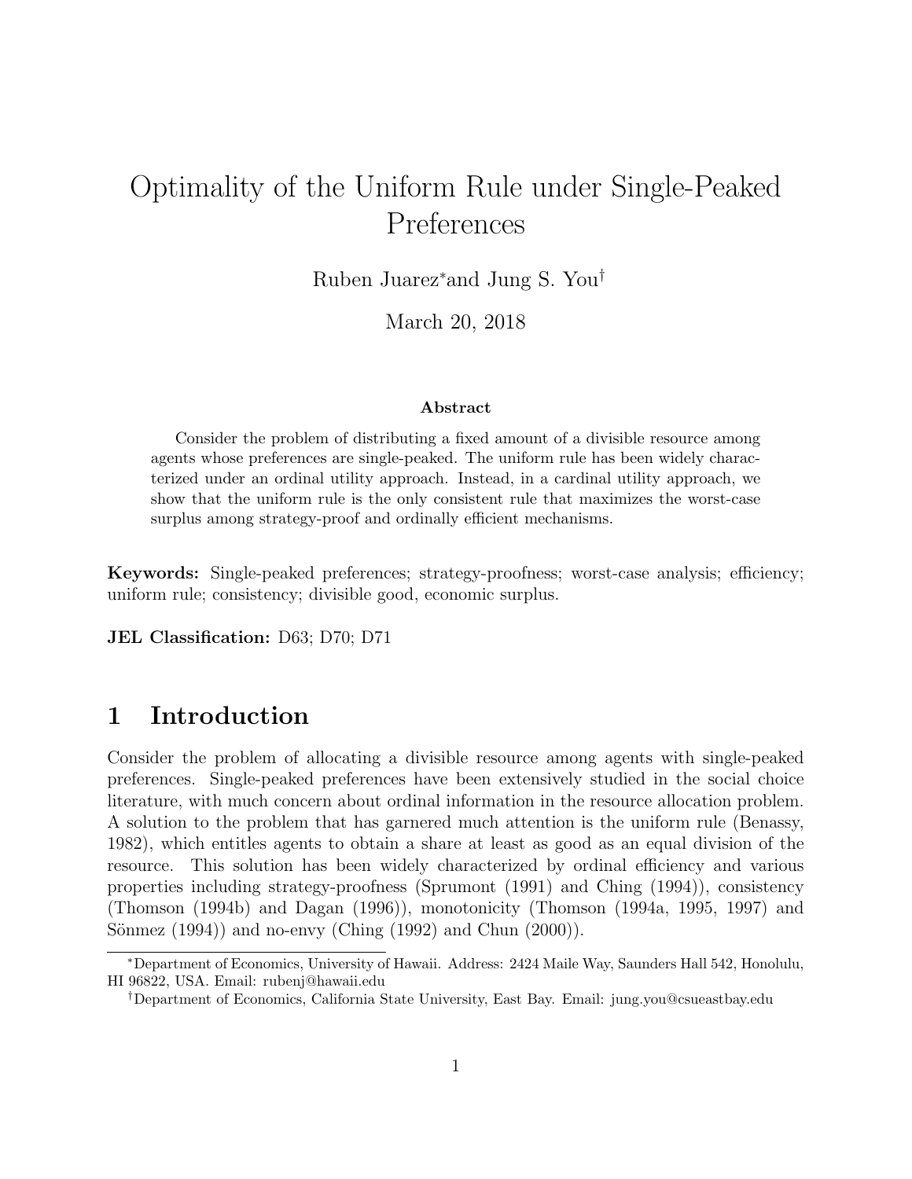# Optimality of the Uniform Rule under Single-Peaked Preferences

Ruben Juarez[*] and Jung S. You[†]

March 20, 2018

**Abstract**

Consider the problem of distributing a fixed amount of a divisible resource among agents whose preferences are single-peaked. The uniform rule has been widely characterized under an ordinal utility approach. Instead, in a cardinal utility approach, we show that the uniform rule is the only consistent rule that maximizes the worst-case surplus among strategy-proof and ordinally efficient mechanisms.

**Keywords:** Single-peaked preferences; strategy-proofness; worst-case analysis; efficiency; uniform rule; consistency; divisible good, economic surplus.

**JEL Classification:** D63; D70; D71

## 1 Introduction

Consider the problem of allocating a divisible resource among agents with single-peaked preferences. Single-peaked preferences have been extensively studied in the social choice literature, with much concern about ordinal information in the resource allocation problem. A solution to the problem that has garnered much attention is the uniform rule (Benassy, 1982), which entitles agents to obtain a share at least as good as an equal division of the resource. This solution has been widely characterized by ordinal efficiency and various properties including strategy-proofness (Sprumont (1991) and Ching (1994)), consistency (Thomson (1994b) and Dagan (1996)), monotonicity (Thomson (1994a, 1995, 1997) and Sönmez (1994)) and no-envy (Ching (1992) and Chun (2000)).

[*] Department of Economics, University of Hawaii. Address: 2424 Maile Way, Saunders Hall 542, Honolulu, HI 96822, USA. Email: rubenj@hawaii.edu

[†] Department of Economics, California State University, East Bay. Email: jung.you@csueastbay.edu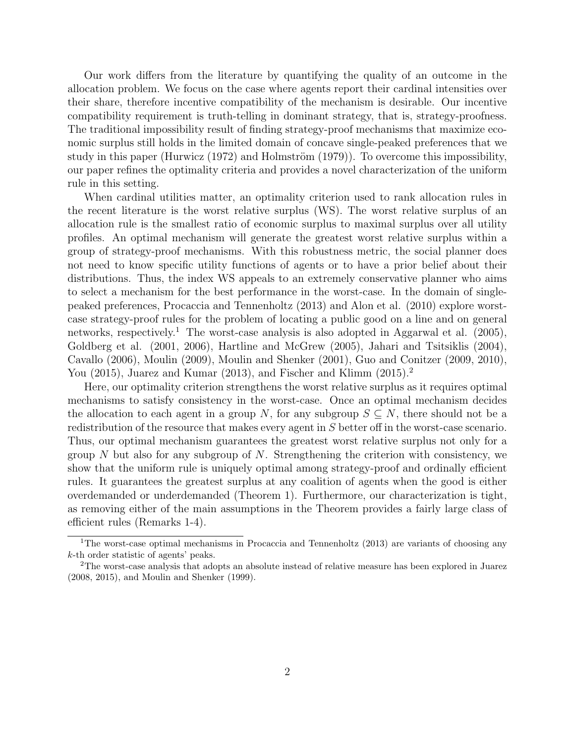Our work differs from the literature by quantifying the quality of an outcome in the allocation problem. We focus on the case where agents report their cardinal intensities over their share, therefore incentive compatibility of the mechanism is desirable. Our incentive compatibility requirement is truth-telling in dominant strategy, that is, strategy-proofness. The traditional impossibility result of finding strategy-proof mechanisms that maximize economic surplus still holds in the limited domain of concave single-peaked preferences that we study in this paper (Hurwicz (1972) and Holmström (1979)). To overcome this impossibility, our paper refines the optimality criteria and provides a novel characterization of the uniform rule in this setting.

When cardinal utilities matter, an optimality criterion used to rank allocation rules in the recent literature is the worst relative surplus (WS). The worst relative surplus of an allocation rule is the smallest ratio of economic surplus to maximal surplus over all utility profiles. An optimal mechanism will generate the greatest worst relative surplus within a group of strategy-proof mechanisms. With this robustness metric, the social planner does not need to know specific utility functions of agents or to have a prior belief about their distributions. Thus, the index WS appeals to an extremely conservative planner who aims to select a mechanism for the best performance in the worst-case. In the domain of single-peaked preferences, Procaccia and Tennenholtz (2013) and Alon et al. (2010) explore worst-case strategy-proof rules for the problem of locating a public good on a line and on general networks, respectively.[1] The worst-case analysis is also adopted in Aggarwal et al. (2005), Goldberg et al. (2001, 2006), Hartline and McGrew (2005), Jahari and Tsitsiklis (2004), Cavallo (2006), Moulin (2009), Moulin and Shenker (2001), Guo and Conitzer (2009, 2010), You (2015), Juarez and Kumar (2013), and Fischer and Klimm (2015).[2]

Here, our optimality criterion strengthens the worst relative surplus as it requires optimal mechanisms to satisfy consistency in the worst-case. Once an optimal mechanism decides the allocation to each agent in a group $N$, for any subgroup $S \subseteq N$, there should not be a redistribution of the resource that makes every agent in $S$ better off in the worst-case scenario. Thus, our optimal mechanism guarantees the greatest worst relative surplus not only for a group $N$ but also for any subgroup of $N$. Strengthening the criterion with consistency, we show that the uniform rule is uniquely optimal among strategy-proof and ordinally efficient rules. It guarantees the greatest surplus at any coalition of agents when the good is either overdemanded or underdemanded (Theorem 1). Furthermore, our characterization is tight, as removing either of the main assumptions in the Theorem provides a fairly large class of efficient rules (Remarks 1-4).

[1] The worst-case optimal mechanisms in Procaccia and Tennenholtz (2013) are variants of choosing any $k$-th order statistic of agents' peaks.

[2] The worst-case analysis that adopts an absolute instead of relative measure has been explored in Juarez (2008, 2015), and Moulin and Shenker (1999).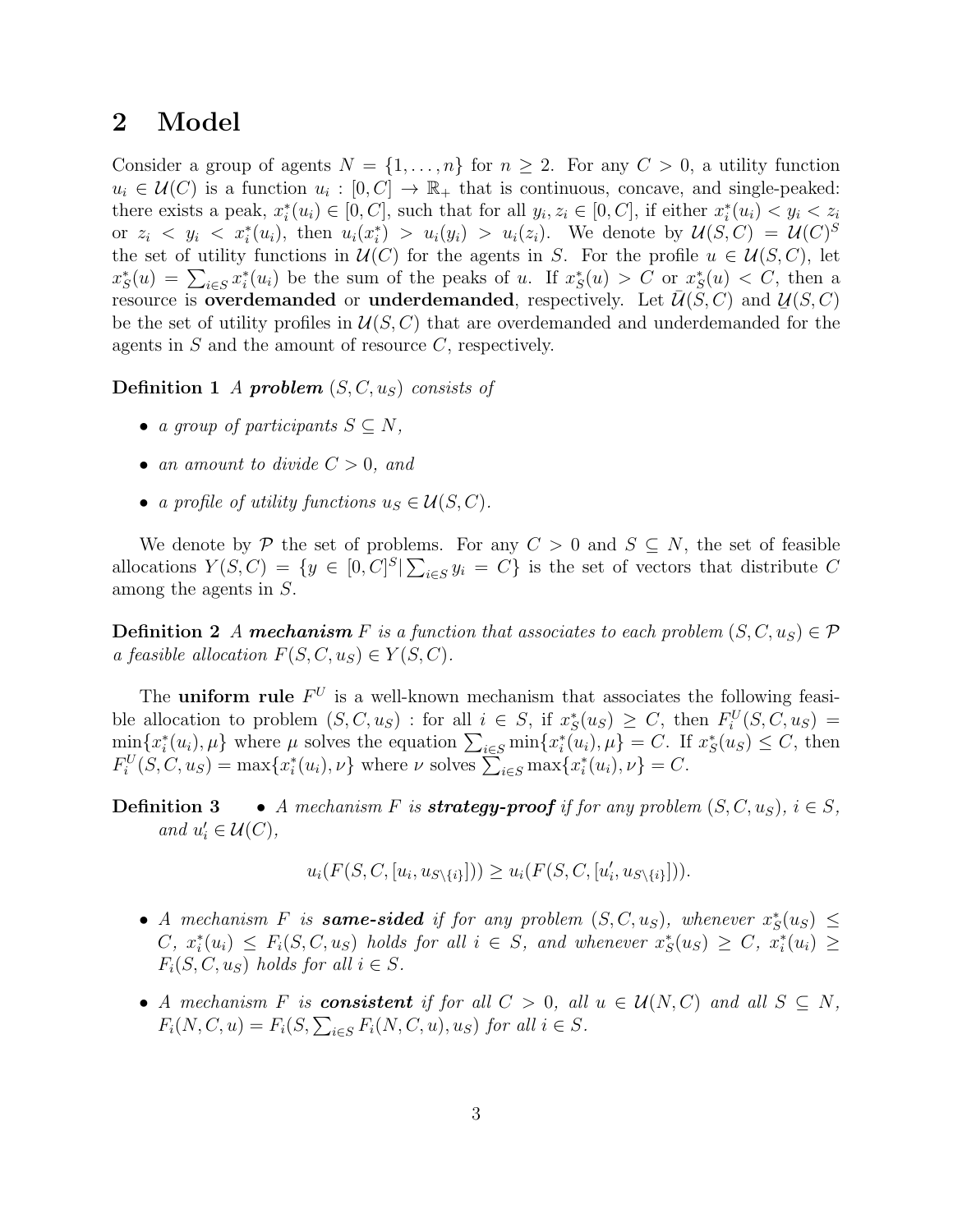## 2 Model

Consider a group of agents $N = \{1, \ldots, n\}$ for $n \geq 2$. For any $C > 0$, a utility function $u_i \in \mathcal{U}(C)$ is a function $u_i : [0, C] \to \mathbb{R}_+$ that is continuous, concave, and single-peaked: there exists a peak, $x_i^*(u_i) \in [0, C]$, such that for all $y_i, z_i \in [0, C]$, if either $x_i^*(u_i) < y_i < z_i$ or $z_i < y_i < x_i^*(u_i)$, then $u_i(x_i^*) > u_i(y_i) > u_i(z_i)$. We denote by $\mathcal{U}(S, C) = \mathcal{U}(C)^S$ the set of utility functions in $\mathcal{U}(C)$ for the agents in $S$. For the profile $u \in \mathcal{U}(S, C)$, let $x_S^*(u) = \sum_{i \in S} x_i^*(u_i)$ be the sum of the peaks of $u$. If $x_S^*(u) > C$ or $x_S^*(u) < C$, then a resource is **overdemanded** or **underdemanded**, respectively. Let $\bar{\mathcal{U}}(S, C)$ and $\underline{\mathcal{U}}(S, C)$ be the set of utility profiles in $\mathcal{U}(S, C)$ that are overdemanded and underdemanded for the agents in $S$ and the amount of resource $C$, respectively.

**Definition 1** *A **problem** $(S, C, u_S)$ consists of*

- *a group of participants $S \subseteq N$,*
- *an amount to divide $C > 0$, and*
- *a profile of utility functions $u_S \in \mathcal{U}(S, C)$.*

We denote by $\mathcal{P}$ the set of problems. For any $C > 0$ and $S \subseteq N$, the set of feasible allocations $Y(S, C) = \{y \in [0, C]^S | \sum_{i \in S} y_i = C\}$ is the set of vectors that distribute $C$ among the agents in $S$.

**Definition 2** *A **mechanism** $F$ is a function that associates to each problem $(S, C, u_S) \in \mathcal{P}$ a feasible allocation $F(S, C, u_S) \in Y(S, C)$.*

The **uniform rule** $F^U$ is a well-known mechanism that associates the following feasible allocation to problem $(S, C, u_S)$ : for all $i \in S$, if $x_S^*(u_S) \geq C$, then $F_i^U(S, C, u_S) = \min\{x_i^*(u_i), \mu\}$ where $\mu$ solves the equation $\sum_{i \in S} \min\{x_i^*(u_i), \mu\} = C$. If $x_S^*(u_S) \leq C$, then $F_i^U(S, C, u_S) = \max\{x_i^*(u_i), \nu\}$ where $\nu$ solves $\sum_{i \in S} \max\{x_i^*(u_i), \nu\} = C$.

**Definition 3**

- *A mechanism $F$ is **strategy-proof** if for any problem $(S, C, u_S)$, $i \in S$, and $u_i' \in \mathcal{U}(C)$,*

$$u_i(F(S, C, [u_i, u_{S \setminus \{i\}}])) \geq u_i(F(S, C, [u_i', u_{S \setminus \{i\}}])).$$

- *A mechanism $F$ is **same-sided** if for any problem $(S, C, u_S)$, whenever $x_S^*(u_S) \leq C$, $x_i^*(u_i) \leq F_i(S, C, u_S)$ holds for all $i \in S$, and whenever $x_S^*(u_S) \geq C$, $x_i^*(u_i) \geq F_i(S, C, u_S)$ holds for all $i \in S$.*
- *A mechanism $F$ is **consistent** if for all $C > 0$, all $u \in \mathcal{U}(N, C)$ and all $S \subseteq N$, $F_i(N, C, u) = F_i(S, \sum_{i \in S} F_i(N, C, u), u_S)$ for all $i \in S$.*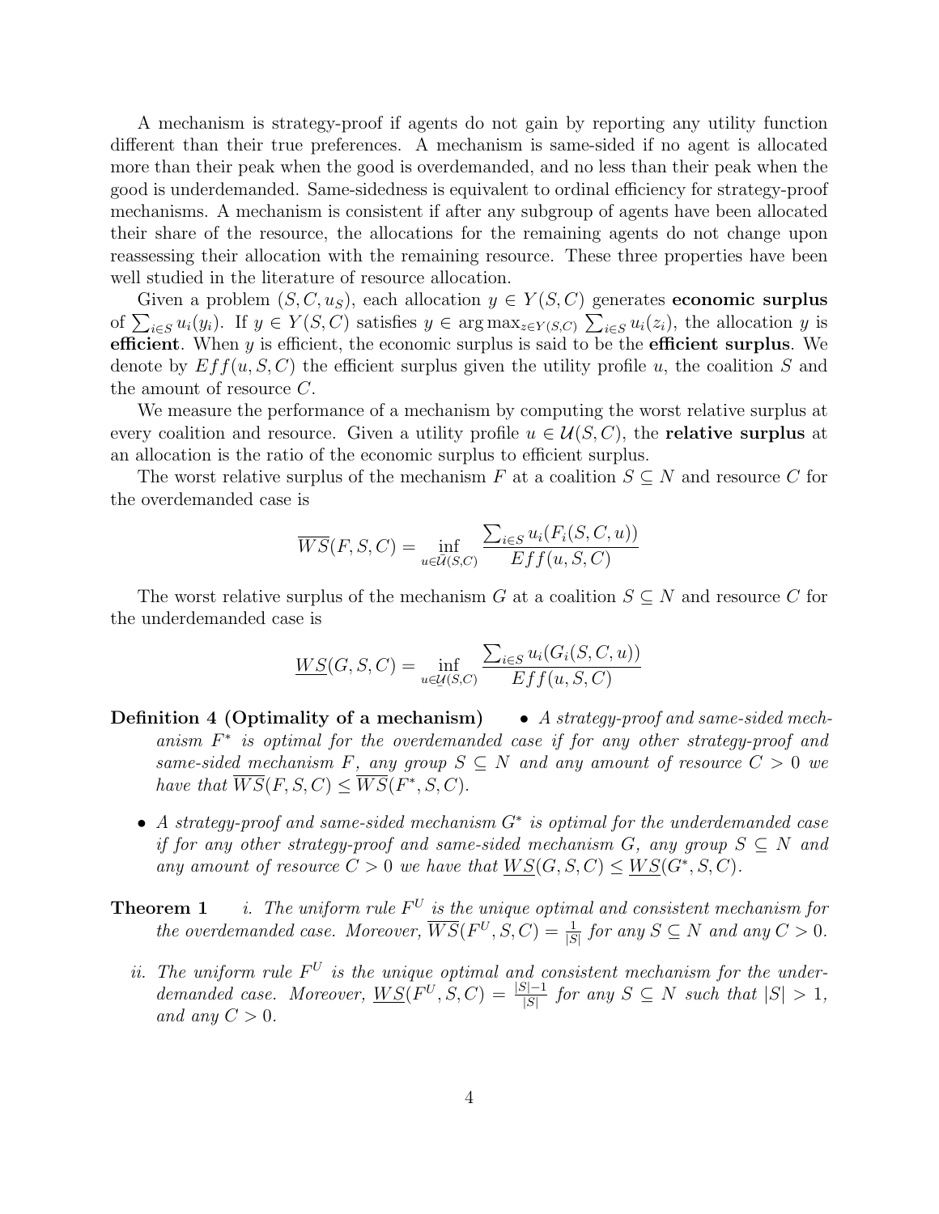A mechanism is strategy-proof if agents do not gain by reporting any utility function different than their true preferences. A mechanism is same-sided if no agent is allocated more than their peak when the good is overdemanded, and no less than their peak when the good is underdemanded. Same-sidedness is equivalent to ordinal efficiency for strategy-proof mechanisms. A mechanism is consistent if after any subgroup of agents have been allocated their share of the resource, the allocations for the remaining agents do not change upon reassessing their allocation with the remaining resource. These three properties have been well studied in the literature of resource allocation.

Given a problem $(S, C, u_S)$, each allocation $y \in Y(S, C)$ generates **economic surplus** of $\sum_{i \in S} u_i(y_i)$. If $y \in Y(S, C)$ satisfies $y \in \arg\max_{z \in Y(S,C)} \sum_{i \in S} u_i(z_i)$, the allocation $y$ is **efficient**. When $y$ is efficient, the economic surplus is said to be the **efficient surplus**. We denote by $Eff(u, S, C)$ the efficient surplus given the utility profile $u$, the coalition $S$ and the amount of resource $C$.

We measure the performance of a mechanism by computing the worst relative surplus at every coalition and resource. Given a utility profile $u \in \mathcal{U}(S, C)$, the **relative surplus** at an allocation is the ratio of the economic surplus to efficient surplus.

The worst relative surplus of the mechanism $F$ at a coalition $S \subseteq N$ and resource $C$ for the overdemanded case is

$$\overline{WS}(F, S, C) = \inf_{u \in \overline{\mathcal{U}}(S,C)} \frac{\sum_{i \in S} u_i(F_i(S, C, u))}{Eff(u, S, C)}$$

The worst relative surplus of the mechanism $G$ at a coalition $S \subseteq N$ and resource $C$ for the underdemanded case is

$$\underline{WS}(G, S, C) = \inf_{u \in \underline{\mathcal{U}}(S,C)} \frac{\sum_{i \in S} u_i(G_i(S, C, u))}{Eff(u, S, C)}$$

**Definition 4 (Optimality of a mechanism)**

- *A strategy-proof and same-sided mechanism $F^*$ is optimal for the overdemanded case if for any other strategy-proof and same-sided mechanism $F$, any group $S \subseteq N$ and any amount of resource $C > 0$ we have that $\overline{WS}(F, S, C) \leq \overline{WS}(F^*, S, C)$.*
- *A strategy-proof and same-sided mechanism $G^*$ is optimal for the underdemanded case if for any other strategy-proof and same-sided mechanism $G$, any group $S \subseteq N$ and any amount of resource $C > 0$ we have that $\underline{WS}(G, S, C) \leq \underline{WS}(G^*, S, C)$.*

**Theorem 1**

*i. The uniform rule $F^U$ is the unique optimal and consistent mechanism for the overdemanded case. Moreover, $\overline{WS}(F^U, S, C) = \frac{1}{|S|}$ for any $S \subseteq N$ and any $C > 0$.*

*ii. The uniform rule $F^U$ is the unique optimal and consistent mechanism for the underdemanded case. Moreover, $\underline{WS}(F^U, S, C) = \frac{|S|-1}{|S|}$ for any $S \subseteq N$ such that $|S| > 1$, and any $C > 0$.*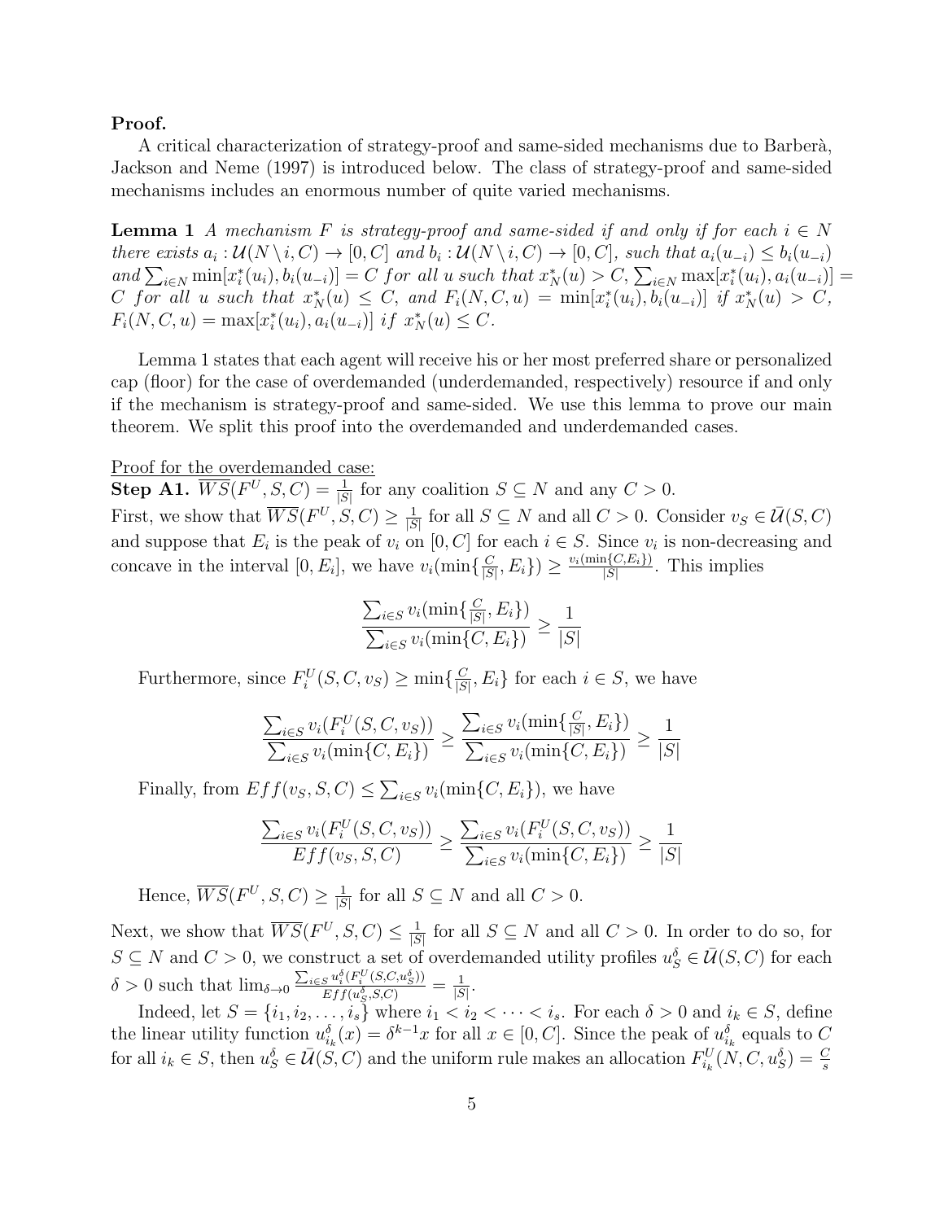**Proof.**

A critical characterization of strategy-proof and same-sided mechanisms due to Barberà, Jackson and Neme (1997) is introduced below. The class of strategy-proof and same-sided mechanisms includes an enormous number of quite varied mechanisms.

**Lemma 1** *A mechanism $F$ is strategy-proof and same-sided if and only if for each $i \in N$ there exists $a_i : \mathcal{U}(N \setminus i, C) \to [0, C]$ and $b_i : \mathcal{U}(N \setminus i, C) \to [0, C]$, such that $a_i(u_{-i}) \le b_i(u_{-i})$ and $\sum_{i \in N} \min[x_i^*(u_i), b_i(u_{-i})] = C$ for all $u$ such that $x_N^*(u) > C$, $\sum_{i \in N} \max[x_i^*(u_i), a_i(u_{-i})] = C$ for all $u$ such that $x_N^*(u) \le C$, and $F_i(N, C, u) = \min[x_i^*(u_i), b_i(u_{-i})]$ if $x_N^*(u) > C$, $F_i(N, C, u) = \max[x_i^*(u_i), a_i(u_{-i})]$ if $x_N^*(u) \le C$.*

Lemma 1 states that each agent will receive his or her most preferred share or personalized cap (floor) for the case of overdemanded (underdemanded, respectively) resource if and only if the mechanism is strategy-proof and same-sided. We use this lemma to prove our main theorem. We split this proof into the overdemanded and underdemanded cases.

Proof for the overdemanded case:

**Step A1.** $\overline{WS}(F^U, S, C) = \frac{1}{|S|}$ for any coalition $S \subseteq N$ and any $C > 0$.

First, we show that $\overline{WS}(F^U, S, C) \ge \frac{1}{|S|}$ for all $S \subseteq N$ and all $C > 0$. Consider $v_S \in \bar{\mathcal{U}}(S, C)$ and suppose that $E_i$ is the peak of $v_i$ on $[0, C]$ for each $i \in S$. Since $v_i$ is non-decreasing and concave in the interval $[0, E_i]$, we have $v_i(\min\{\frac{C}{|S|}, E_i\}) \ge \frac{v_i(\min\{C, E_i\})}{|S|}$. This implies

$$\frac{\sum_{i \in S} v_i(\min\{\frac{C}{|S|}, E_i\})}{\sum_{i \in S} v_i(\min\{C, E_i\})} \ge \frac{1}{|S|}$$

Furthermore, since $F_i^U(S, C, v_S) \ge \min\{\frac{C}{|S|}, E_i\}$ for each $i \in S$, we have

$$\frac{\sum_{i \in S} v_i(F_i^U(S, C, v_S))}{\sum_{i \in S} v_i(\min\{C, E_i\})} \ge \frac{\sum_{i \in S} v_i(\min\{\frac{C}{|S|}, E_i\})}{\sum_{i \in S} v_i(\min\{C, E_i\})} \ge \frac{1}{|S|}$$

Finally, from $Eff(v_S, S, C) \le \sum_{i \in S} v_i(\min\{C, E_i\})$, we have

$$\frac{\sum_{i \in S} v_i(F_i^U(S, C, v_S))}{Eff(v_S, S, C)} \ge \frac{\sum_{i \in S} v_i(F_i^U(S, C, v_S))}{\sum_{i \in S} v_i(\min\{C, E_i\})} \ge \frac{1}{|S|}$$

Hence, $\overline{WS}(F^U, S, C) \ge \frac{1}{|S|}$ for all $S \subseteq N$ and all $C > 0$.

Next, we show that $\overline{WS}(F^U, S, C) \le \frac{1}{|S|}$ for all $S \subseteq N$ and all $C > 0$. In order to do so, for $S \subseteq N$ and $C > 0$, we construct a set of overdemanded utility profiles $u_S^\delta \in \bar{\mathcal{U}}(S, C)$ for each $\delta > 0$ such that $\lim_{\delta \to 0} \frac{\sum_{i \in S} u_i^\delta(F_i^U(S, C, u_S^\delta))}{Eff(u_S^\delta, S, C)} = \frac{1}{|S|}$.

Indeed, let $S = \{i_1, i_2, \ldots, i_s\}$ where $i_1 < i_2 < \cdots < i_s$. For each $\delta > 0$ and $i_k \in S$, define the linear utility function $u_{i_k}^\delta(x) = \delta^{k-1}x$ for all $x \in [0, C]$. Since the peak of $u_{i_k}^\delta$ equals to $C$ for all $i_k \in S$, then $u_S^\delta \in \bar{\mathcal{U}}(S, C)$ and the uniform rule makes an allocation $F_{i_k}^U(N, C, u_S^\delta) = \frac{C}{s}$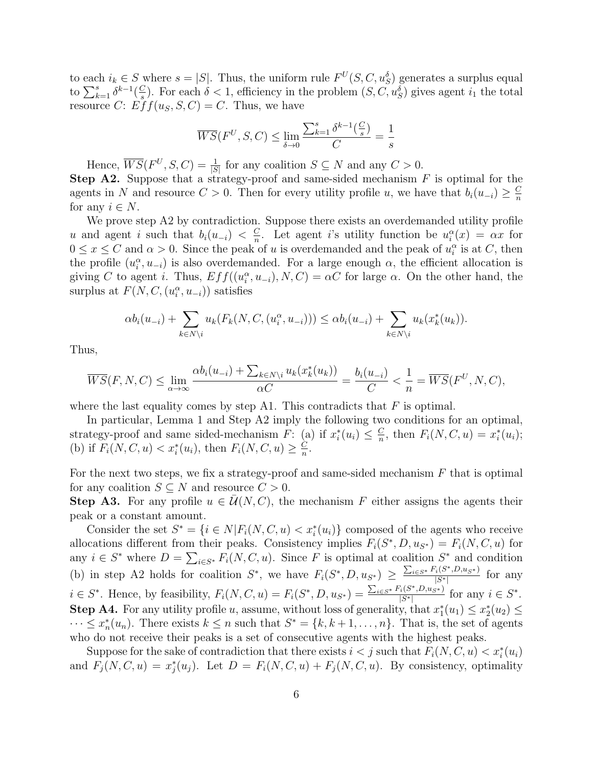to each $i_k \in S$ where $s = |S|$. Thus, the uniform rule $F^U(S, C, u_S^\delta)$ generates a surplus equal to $\sum_{k=1}^{s} \delta^{k-1}(\frac{C}{s})$. For each $\delta < 1$, efficiency in the problem $(S, C, u_S^\delta)$ gives agent $i_1$ the total resource $C$: $Eff(u_S, S, C) = C$. Thus, we have

$$\overline{WS}(F^U, S, C) \leq \lim_{\delta \to 0} \frac{\sum_{k=1}^{s} \delta^{k-1}(\frac{C}{s})}{C} = \frac{1}{s}$$

Hence, $\overline{WS}(F^U, S, C) = \frac{1}{|S|}$ for any coalition $S \subseteq N$ and any $C > 0$.

**Step A2.** Suppose that a strategy-proof and same-sided mechanism $F$ is optimal for the agents in $N$ and resource $C > 0$. Then for every utility profile $u$, we have that $b_i(u_{-i}) \geq \frac{C}{n}$ for any $i \in N$.

We prove step A2 by contradiction. Suppose there exists an overdemanded utility profile $u$ and agent $i$ such that $b_i(u_{-i}) < \frac{C}{n}$. Let agent $i$'s utility function be $u_i^\alpha(x) = \alpha x$ for $0 \leq x \leq C$ and $\alpha > 0$. Since the peak of $u$ is overdemanded and the peak of $u_i^\alpha$ is at $C$, then the profile $(u_i^\alpha, u_{-i})$ is also overdemanded. For a large enough $\alpha$, the efficient allocation is giving $C$ to agent $i$. Thus, $Eff((u_i^\alpha, u_{-i}), N, C) = \alpha C$ for large $\alpha$. On the other hand, the surplus at $F(N, C, (u_i^\alpha, u_{-i}))$ satisfies

$$\alpha b_i(u_{-i}) + \sum_{k \in N \setminus i} u_k(F_k(N, C, (u_i^\alpha, u_{-i}))) \leq \alpha b_i(u_{-i}) + \sum_{k \in N \setminus i} u_k(x_k^*(u_k)).$$

Thus,

$$\overline{WS}(F, N, C) \leq \lim_{\alpha \to \infty} \frac{\alpha b_i(u_{-i}) + \sum_{k \in N \setminus i} u_k(x_k^*(u_k))}{\alpha C} = \frac{b_i(u_{-i})}{C} < \frac{1}{n} = \overline{WS}(F^U, N, C),$$

where the last equality comes by step A1. This contradicts that $F$ is optimal.

In particular, Lemma 1 and Step A2 imply the following two conditions for an optimal, strategy-proof and same sided-mechanism $F$: (a) if $x_i^*(u_i) \leq \frac{C}{n}$, then $F_i(N, C, u) = x_i^*(u_i)$; (b) if $F_i(N, C, u) < x_i^*(u_i)$, then $F_i(N, C, u) \geq \frac{C}{n}$.

For the next two steps, we fix a strategy-proof and same-sided mechanism $F$ that is optimal for any coalition $S \subseteq N$ and resource $C > 0$.

**Step A3.** For any profile $u \in \bar{\mathcal{U}}(N, C)$, the mechanism $F$ either assigns the agents their peak or a constant amount.

Consider the set $S^* = \{i \in N | F_i(N, C, u) < x_i^*(u_i)\}$ composed of the agents who receive allocations different from their peaks. Consistency implies $F_i(S^*, D, u_{S^*}) = F_i(N, C, u)$ for any $i \in S^*$ where $D = \sum_{i \in S^*} F_i(N, C, u)$. Since $F$ is optimal at coalition $S^*$ and condition (b) in step A2 holds for coalition $S^*$, we have $F_i(S^*, D, u_{S^*}) \geq \frac{\sum_{i \in S^*} F_i(S^*, D, u_{S^*})}{|S^*|}$ for any $i \in S^*$. Hence, by feasibility, $F_i(N, C, u) = F_i(S^*, D, u_{S^*}) = \frac{\sum_{i \in S^*} F_i(S^*, D, u_{S^*})}{|S^*|}$ for any $i \in S^*$.

**Step A4.** For any utility profile $u$, assume, without loss of generality, that $x_1^*(u_1) \leq x_2^*(u_2) \leq \cdots \leq x_n^*(u_n)$. There exists $k \leq n$ such that $S^* = \{k, k+1, \ldots, n\}$. That is, the set of agents who do not receive their peaks is a set of consecutive agents with the highest peaks.

Suppose for the sake of contradiction that there exists $i < j$ such that $F_i(N, C, u) < x_i^*(u_i)$ and $F_j(N, C, u) = x_j^*(u_j)$. Let $D = F_i(N, C, u) + F_j(N, C, u)$. By consistency, optimality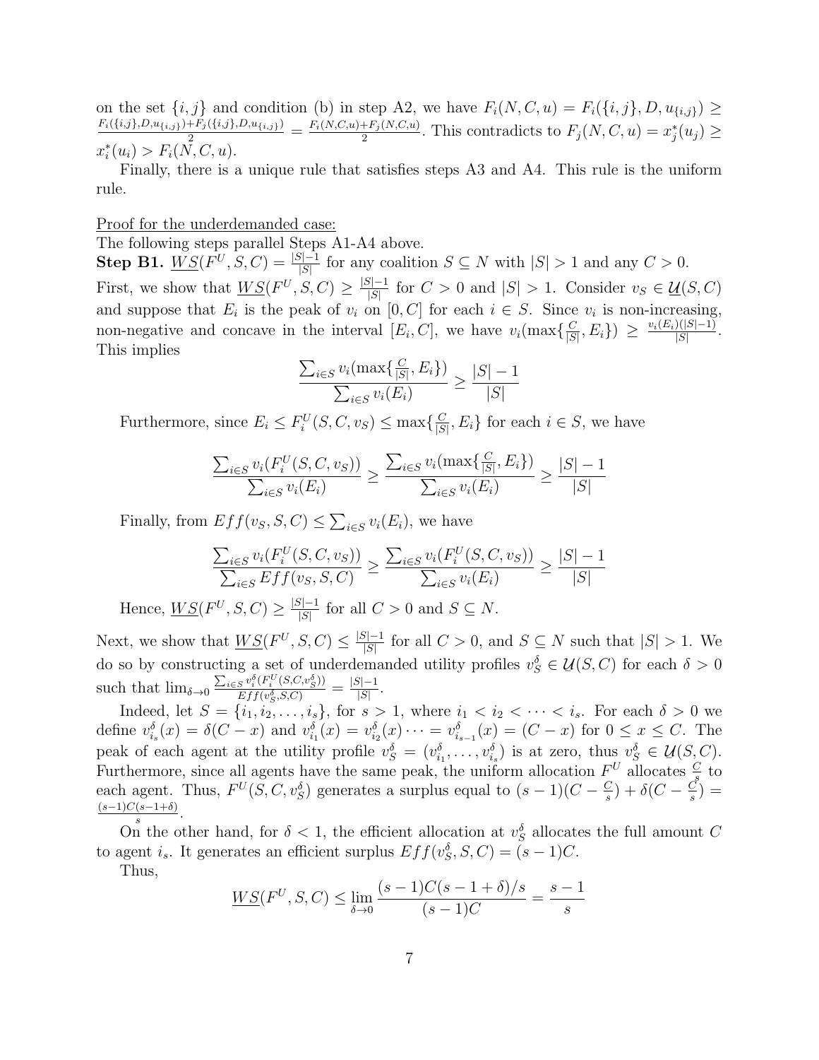on the set $\{i, j\}$ and condition (b) in step A2, we have $F_i(N, C, u) = F_i(\{i, j\}, D, u_{\{i,j\}}) \geq \frac{F_i(\{i,j\},D,u_{\{i,j\}})+F_j(\{i,j\},D,u_{\{i,j\}})}{2} = \frac{F_i(N,C,u)+F_j(N,C,u)}{2}$. This contradicts to $F_j(N, C, u) = x_j^*(u_j) \geq x_i^*(u_i) > F_i(N, C, u)$.

Finally, there is a unique rule that satisfies steps A3 and A4. This rule is the uniform rule.

Proof for the underdemanded case:

The following steps parallel Steps A1-A4 above.

**Step B1.** $\underline{WS}(F^U, S, C) = \frac{|S|-1}{|S|}$ for any coalition $S \subseteq N$ with $|S| > 1$ and any $C > 0$.

First, we show that $\underline{WS}(F^U, S, C) \geq \frac{|S|-1}{|S|}$ for $C > 0$ and $|S| > 1$. Consider $v_S \in \underline{\mathcal{U}}(S, C)$ and suppose that $E_i$ is the peak of $v_i$ on $[0, C]$ for each $i \in S$. Since $v_i$ is non-increasing, non-negative and concave in the interval $[E_i, C]$, we have $v_i(\max\{\frac{C}{|S|}, E_i\}) \geq \frac{v_i(E_i)(|S|-1)}{|S|}$. This implies

$$\frac{\sum_{i\in S} v_i(\max\{\frac{C}{|S|}, E_i\})}{\sum_{i\in S} v_i(E_i)} \geq \frac{|S|-1}{|S|}$$

Furthermore, since $E_i \leq F_i^U(S, C, v_S) \leq \max\{\frac{C}{|S|}, E_i\}$ for each $i \in S$, we have

$$\frac{\sum_{i\in S} v_i(F_i^U(S, C, v_S))}{\sum_{i\in S} v_i(E_i)} \geq \frac{\sum_{i\in S} v_i(\max\{\frac{C}{|S|}, E_i\})}{\sum_{i\in S} v_i(E_i)} \geq \frac{|S|-1}{|S|}$$

Finally, from $Eff(v_S, S, C) \leq \sum_{i\in S} v_i(E_i)$, we have

$$\frac{\sum_{i\in S} v_i(F_i^U(S, C, v_S))}{\sum_{i\in S} Eff(v_S, S, C)} \geq \frac{\sum_{i\in S} v_i(F_i^U(S, C, v_S))}{\sum_{i\in S} v_i(E_i)} \geq \frac{|S|-1}{|S|}$$

Hence, $\underline{WS}(F^U, S, C) \geq \frac{|S|-1}{|S|}$ for all $C > 0$ and $S \subseteq N$.

Next, we show that $\underline{WS}(F^U, S, C) \leq \frac{|S|-1}{|S|}$ for all $C > 0$, and $S \subseteq N$ such that $|S| > 1$. We do so by constructing a set of underdemanded utility profiles $v_S^\delta \in \underline{\mathcal{U}}(S, C)$ for each $\delta > 0$ such that $\lim_{\delta\to 0} \frac{\sum_{i\in S} v_i^\delta(F_i^U(S,C,v_S^\delta))}{Eff(v_S^\delta,S,C)} = \frac{|S|-1}{|S|}$.

Indeed, let $S = \{i_1, i_2, \ldots, i_s\}$, for $s > 1$, where $i_1 < i_2 < \cdots < i_s$. For each $\delta > 0$ we define $v_{i_s}^\delta(x) = \delta(C - x)$ and $v_{i_1}^\delta(x) = v_{i_2}^\delta(x) \cdots = v_{i_{s-1}}^\delta(x) = (C - x)$ for $0 \leq x \leq C$. The peak of each agent at the utility profile $v_S^\delta = (v_{i_1}^\delta, \ldots, v_{i_s}^\delta)$ is at zero, thus $v_S^\delta \in \underline{\mathcal{U}}(S, C)$. Furthermore, since all agents have the same peak, the uniform allocation $F^U$ allocates $\frac{C}{s}$ to each agent. Thus, $F^U(S, C, v_S^\delta)$ generates a surplus equal to $(s-1)(C - \frac{C}{s}) + \delta(C - \frac{C}{s}) = \frac{(s-1)C(s-1+\delta)}{s}$.

On the other hand, for $\delta < 1$, the efficient allocation at $v_S^\delta$ allocates the full amount $C$ to agent $i_s$. It generates an efficient surplus $Eff(v_S^\delta, S, C) = (s-1)C$.

Thus,

$$\underline{WS}(F^U, S, C) \leq \lim_{\delta\to 0} \frac{(s-1)C(s-1+\delta)/s}{(s-1)C} = \frac{s-1}{s}$$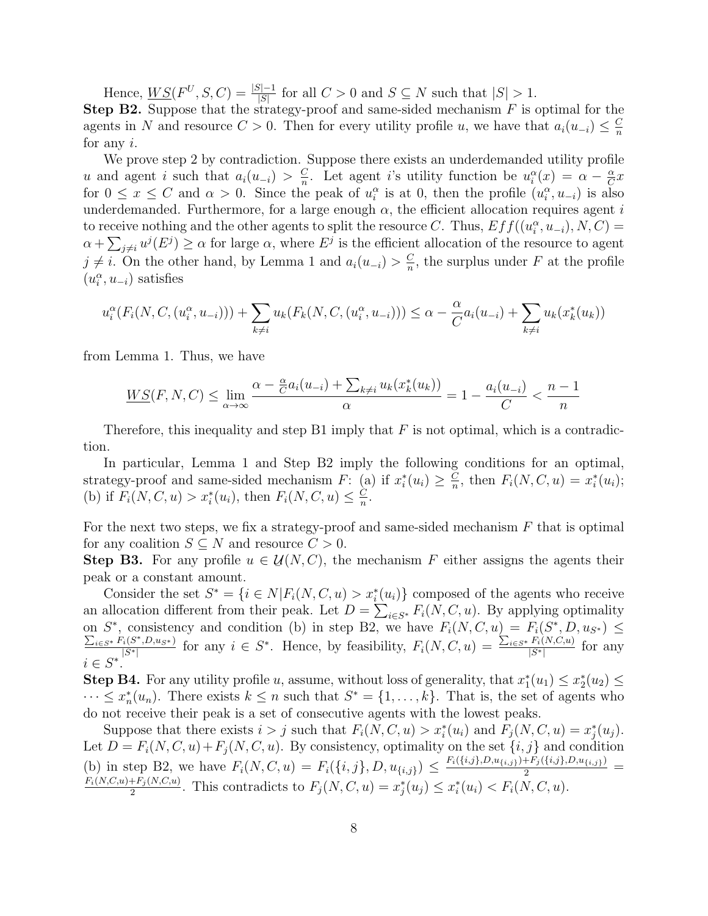Hence, $\underline{WS}(F^U, S, C) = \frac{|S|-1}{|S|}$ for all $C > 0$ and $S \subseteq N$ such that $|S| > 1$.

**Step B2.** Suppose that the strategy-proof and same-sided mechanism $F$ is optimal for the agents in $N$ and resource $C > 0$. Then for every utility profile $u$, we have that $a_i(u_{-i}) \leq \frac{C}{n}$ for any $i$.

We prove step 2 by contradiction. Suppose there exists an underdemanded utility profile $u$ and agent $i$ such that $a_i(u_{-i}) > \frac{C}{n}$. Let agent $i$'s utility function be $u_i^\alpha(x) = \alpha - \frac{\alpha}{C}x$ for $0 \leq x \leq C$ and $\alpha > 0$. Since the peak of $u_i^\alpha$ is at 0, then the profile $(u_i^\alpha, u_{-i})$ is also underdemanded. Furthermore, for a large enough $\alpha$, the efficient allocation requires agent $i$ to receive nothing and the other agents to split the resource $C$. Thus, $Eff((u_i^\alpha, u_{-i}), N, C) = \alpha + \sum_{j \neq i} u^j(E^j) \geq \alpha$ for large $\alpha$, where $E^j$ is the efficient allocation of the resource to agent $j \neq i$. On the other hand, by Lemma 1 and $a_i(u_{-i}) > \frac{C}{n}$, the surplus under $F$ at the profile $(u_i^\alpha, u_{-i})$ satisfies

$$u_i^\alpha(F_i(N, C, (u_i^\alpha, u_{-i}))) + \sum_{k \neq i} u_k(F_k(N, C, (u_i^\alpha, u_{-i}))) \leq \alpha - \frac{\alpha}{C}a_i(u_{-i}) + \sum_{k \neq i} u_k(x_k^*(u_k))$$

from Lemma 1. Thus, we have

$$\underline{WS}(F, N, C) \leq \lim_{\alpha \to \infty} \frac{\alpha - \frac{\alpha}{C}a_i(u_{-i}) + \sum_{k \neq i} u_k(x_k^*(u_k))}{\alpha} = 1 - \frac{a_i(u_{-i})}{C} < \frac{n-1}{n}$$

Therefore, this inequality and step B1 imply that $F$ is not optimal, which is a contradiction.

In particular, Lemma 1 and Step B2 imply the following conditions for an optimal, strategy-proof and same-sided mechanism $F$: (a) if $x_i^*(u_i) \geq \frac{C}{n}$, then $F_i(N, C, u) = x_i^*(u_i)$; (b) if $F_i(N, C, u) > x_i^*(u_i)$, then $F_i(N, C, u) \leq \frac{C}{n}$.

For the next two steps, we fix a strategy-proof and same-sided mechanism $F$ that is optimal for any coalition $S \subseteq N$ and resource $C > 0$.

**Step B3.** For any profile $u \in \mathcal{U}(N, C)$, the mechanism $F$ either assigns the agents their peak or a constant amount.

Consider the set $S^* = \{i \in N | F_i(N, C, u) > x_i^*(u_i)\}$ composed of the agents who receive an allocation different from their peak. Let $D = \sum_{i \in S^*} F_i(N, C, u)$. By applying optimality on $S^*$, consistency and condition (b) in step B2, we have $F_i(N, C, u) = F_i(S^*, D, u_{S^*}) \leq \frac{\sum_{i \in S^*} F_i(S^*, D, u_{S^*})}{|S^*|}$ for any $i \in S^*$. Hence, by feasibility, $F_i(N, C, u) = \frac{\sum_{i \in S^*} F_i(N, C, u)}{|S^*|}$ for any $i \in S^*$.

**Step B4.** For any utility profile $u$, assume, without loss of generality, that $x_1^*(u_1) \leq x_2^*(u_2) \leq \cdots \leq x_n^*(u_n)$. There exists $k \leq n$ such that $S^* = \{1, \ldots, k\}$. That is, the set of agents who do not receive their peak is a set of consecutive agents with the lowest peaks.

Suppose that there exists $i > j$ such that $F_i(N, C, u) > x_i^*(u_i)$ and $F_j(N, C, u) = x_j^*(u_j)$. Let $D = F_i(N, C, u) + F_j(N, C, u)$. By consistency, optimality on the set $\{i, j\}$ and condition (b) in step B2, we have $F_i(N, C, u) = F_i(\{i, j\}, D, u_{\{i,j\}}) \leq \frac{F_i(\{i,j\}, D, u_{\{i,j\}}) + F_j(\{i,j\}, D, u_{\{i,j\}})}{2} = \frac{F_i(N, C, u) + F_j(N, C, u)}{2}$. This contradicts to $F_j(N, C, u) = x_j^*(u_j) \leq x_i^*(u_i) < F_i(N, C, u)$.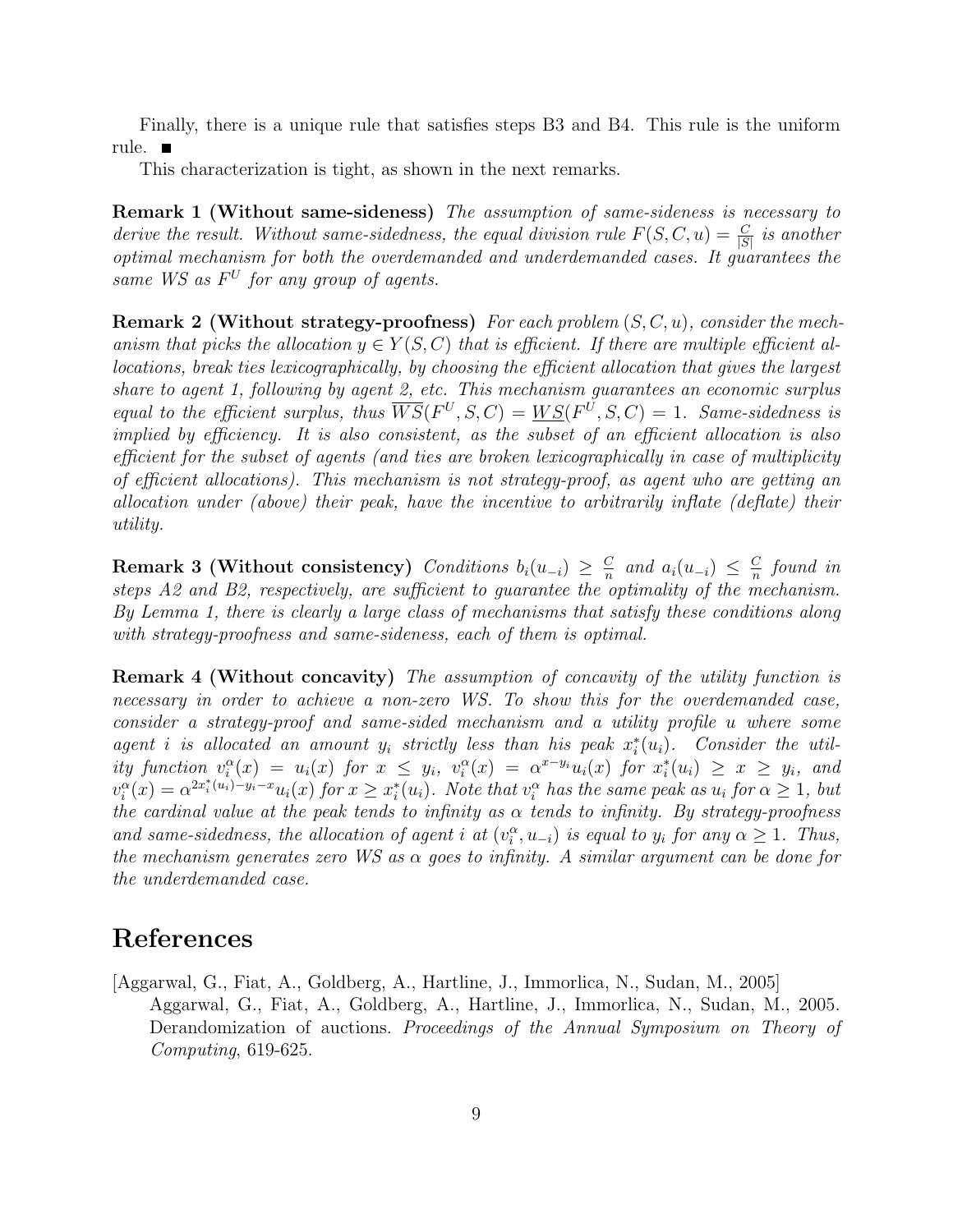Finally, there is a unique rule that satisfies steps B3 and B4. This rule is the uniform rule. ■

This characterization is tight, as shown in the next remarks.

**Remark 1 (Without same-sideness)** *The assumption of same-sideness is necessary to derive the result. Without same-sidedness, the equal division rule $F(S, C, u) = \frac{C}{|S|}$ is another optimal mechanism for both the overdemanded and underdemanded cases. It guarantees the same WS as $F^U$ for any group of agents.*

**Remark 2 (Without strategy-proofness)** *For each problem $(S, C, u)$, consider the mechanism that picks the allocation $y \in Y(S, C)$ that is efficient. If there are multiple efficient allocations, break ties lexicographically, by choosing the efficient allocation that gives the largest share to agent 1, following by agent 2, etc. This mechanism guarantees an economic surplus equal to the efficient surplus, thus $\overline{WS}(F^U, S, C) = \underline{WS}(F^U, S, C) = 1$. Same-sidedness is implied by efficiency. It is also consistent, as the subset of an efficient allocation is also efficient for the subset of agents (and ties are broken lexicographically in case of multiplicity of efficient allocations). This mechanism is not strategy-proof, as agent who are getting an allocation under (above) their peak, have the incentive to arbitrarily inflate (deflate) their utility.*

**Remark 3 (Without consistency)** *Conditions $b_i(u_{-i}) \geq \frac{C}{n}$ and $a_i(u_{-i}) \leq \frac{C}{n}$ found in steps A2 and B2, respectively, are sufficient to guarantee the optimality of the mechanism. By Lemma 1, there is clearly a large class of mechanisms that satisfy these conditions along with strategy-proofness and same-sideness, each of them is optimal.*

**Remark 4 (Without concavity)** *The assumption of concavity of the utility function is necessary in order to achieve a non-zero WS. To show this for the overdemanded case, consider a strategy-proof and same-sided mechanism and a utility profile $u$ where some agent $i$ is allocated an amount $y_i$ strictly less than his peak $x_i^*(u_i)$. Consider the utility function $v_i^\alpha(x) = u_i(x)$ for $x \leq y_i$, $v_i^\alpha(x) = \alpha^{x-y_i} u_i(x)$ for $x_i^*(u_i) \geq x \geq y_i$, and $v_i^\alpha(x) = \alpha^{2x_i^*(u_i)-y_i-x} u_i(x)$ for $x \geq x_i^*(u_i)$. Note that $v_i^\alpha$ has the same peak as $u_i$ for $\alpha \geq 1$, but the cardinal value at the peak tends to infinity as $\alpha$ tends to infinity. By strategy-proofness and same-sidedness, the allocation of agent $i$ at $(v_i^\alpha, u_{-i})$ is equal to $y_i$ for any $\alpha \geq 1$. Thus, the mechanism generates zero WS as $\alpha$ goes to infinity. A similar argument can be done for the underdemanded case.*

# References

[Aggarwal, G., Fiat, A., Goldberg, A., Hartline, J., Immorlica, N., Sudan, M., 2005] Aggarwal, G., Fiat, A., Goldberg, A., Hartline, J., Immorlica, N., Sudan, M., 2005. Derandomization of auctions. *Proceedings of the Annual Symposium on Theory of Computing*, 619-625.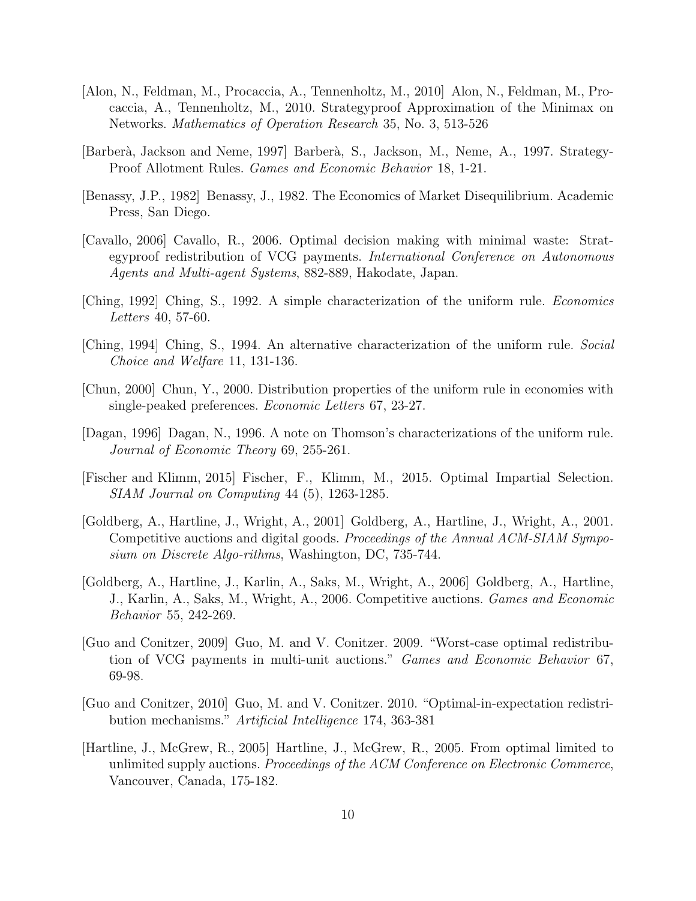[Alon, N., Feldman, M., Procaccia, A., Tennenholtz, M., 2010] Alon, N., Feldman, M., Procaccia, A., Tennenholtz, M., 2010. Strategyproof Approximation of the Minimax on Networks. *Mathematics of Operation Research* 35, No. 3, 513-526

[Barberà, Jackson and Neme, 1997] Barberà, S., Jackson, M., Neme, A., 1997. Strategy-Proof Allotment Rules. *Games and Economic Behavior* 18, 1-21.

[Benassy, J.P., 1982] Benassy, J., 1982. The Economics of Market Disequilibrium. Academic Press, San Diego.

[Cavallo, 2006] Cavallo, R., 2006. Optimal decision making with minimal waste: Strategyproof redistribution of VCG payments. *International Conference on Autonomous Agents and Multi-agent Systems*, 882-889, Hakodate, Japan.

[Ching, 1992] Ching, S., 1992. A simple characterization of the uniform rule. *Economics Letters* 40, 57-60.

[Ching, 1994] Ching, S., 1994. An alternative characterization of the uniform rule. *Social Choice and Welfare* 11, 131-136.

[Chun, 2000] Chun, Y., 2000. Distribution properties of the uniform rule in economies with single-peaked preferences. *Economic Letters* 67, 23-27.

[Dagan, 1996] Dagan, N., 1996. A note on Thomson's characterizations of the uniform rule. *Journal of Economic Theory* 69, 255-261.

[Fischer and Klimm, 2015] Fischer, F., Klimm, M., 2015. Optimal Impartial Selection. *SIAM Journal on Computing* 44 (5), 1263-1285.

[Goldberg, A., Hartline, J., Wright, A., 2001] Goldberg, A., Hartline, J., Wright, A., 2001. Competitive auctions and digital goods. *Proceedings of the Annual ACM-SIAM Symposium on Discrete Algo-rithms*, Washington, DC, 735-744.

[Goldberg, A., Hartline, J., Karlin, A., Saks, M., Wright, A., 2006] Goldberg, A., Hartline, J., Karlin, A., Saks, M., Wright, A., 2006. Competitive auctions. *Games and Economic Behavior* 55, 242-269.

[Guo and Conitzer, 2009] Guo, M. and V. Conitzer. 2009. "Worst-case optimal redistribution of VCG payments in multi-unit auctions." *Games and Economic Behavior* 67, 69-98.

[Guo and Conitzer, 2010] Guo, M. and V. Conitzer. 2010. "Optimal-in-expectation redistribution mechanisms." *Artificial Intelligence* 174, 363-381

[Hartline, J., McGrew, R., 2005] Hartline, J., McGrew, R., 2005. From optimal limited to unlimited supply auctions. *Proceedings of the ACM Conference on Electronic Commerce*, Vancouver, Canada, 175-182.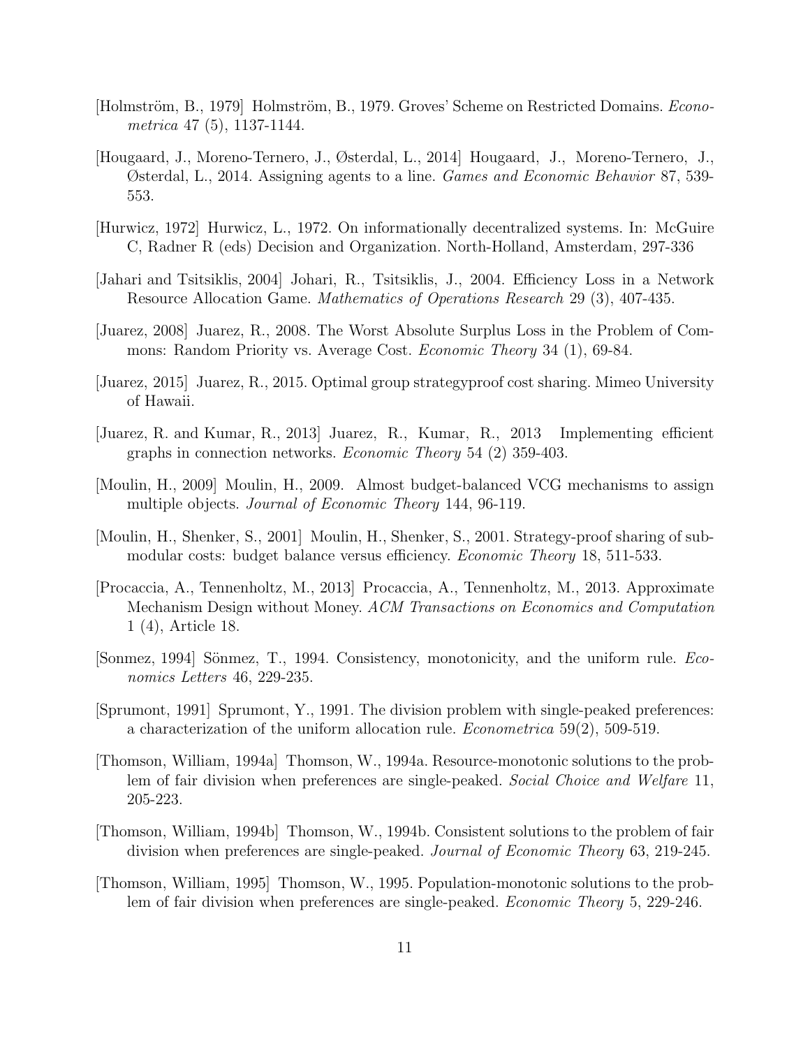[Holmström, B., 1979] Holmström, B., 1979. Groves' Scheme on Restricted Domains. *Econometrica* 47 (5), 1137-1144.

[Hougaard, J., Moreno-Ternero, J., Østerdal, L., 2014] Hougaard, J., Moreno-Ternero, J., Østerdal, L., 2014. Assigning agents to a line. *Games and Economic Behavior* 87, 539-553.

[Hurwicz, 1972] Hurwicz, L., 1972. On informationally decentralized systems. In: McGuire C, Radner R (eds) Decision and Organization. North-Holland, Amsterdam, 297-336

[Jahari and Tsitsiklis, 2004] Johari, R., Tsitsiklis, J., 2004. Efficiency Loss in a Network Resource Allocation Game. *Mathematics of Operations Research* 29 (3), 407-435.

[Juarez, 2008] Juarez, R., 2008. The Worst Absolute Surplus Loss in the Problem of Commons: Random Priority vs. Average Cost. *Economic Theory* 34 (1), 69-84.

[Juarez, 2015] Juarez, R., 2015. Optimal group strategyproof cost sharing. Mimeo University of Hawaii.

[Juarez, R. and Kumar, R., 2013] Juarez, R., Kumar, R., 2013 Implementing efficient graphs in connection networks. *Economic Theory* 54 (2) 359-403.

[Moulin, H., 2009] Moulin, H., 2009. Almost budget-balanced VCG mechanisms to assign multiple objects. *Journal of Economic Theory* 144, 96-119.

[Moulin, H., Shenker, S., 2001] Moulin, H., Shenker, S., 2001. Strategy-proof sharing of submodular costs: budget balance versus efficiency. *Economic Theory* 18, 511-533.

[Procaccia, A., Tennenholtz, M., 2013] Procaccia, A., Tennenholtz, M., 2013. Approximate Mechanism Design without Money. *ACM Transactions on Economics and Computation* 1 (4), Article 18.

[Sonmez, 1994] Sönmez, T., 1994. Consistency, monotonicity, and the uniform rule. *Economics Letters* 46, 229-235.

[Sprumont, 1991] Sprumont, Y., 1991. The division problem with single-peaked preferences: a characterization of the uniform allocation rule. *Econometrica* 59(2), 509-519.

[Thomson, William, 1994a] Thomson, W., 1994a. Resource-monotonic solutions to the problem of fair division when preferences are single-peaked. *Social Choice and Welfare* 11, 205-223.

[Thomson, William, 1994b] Thomson, W., 1994b. Consistent solutions to the problem of fair division when preferences are single-peaked. *Journal of Economic Theory* 63, 219-245.

[Thomson, William, 1995] Thomson, W., 1995. Population-monotonic solutions to the problem of fair division when preferences are single-peaked. *Economic Theory* 5, 229-246.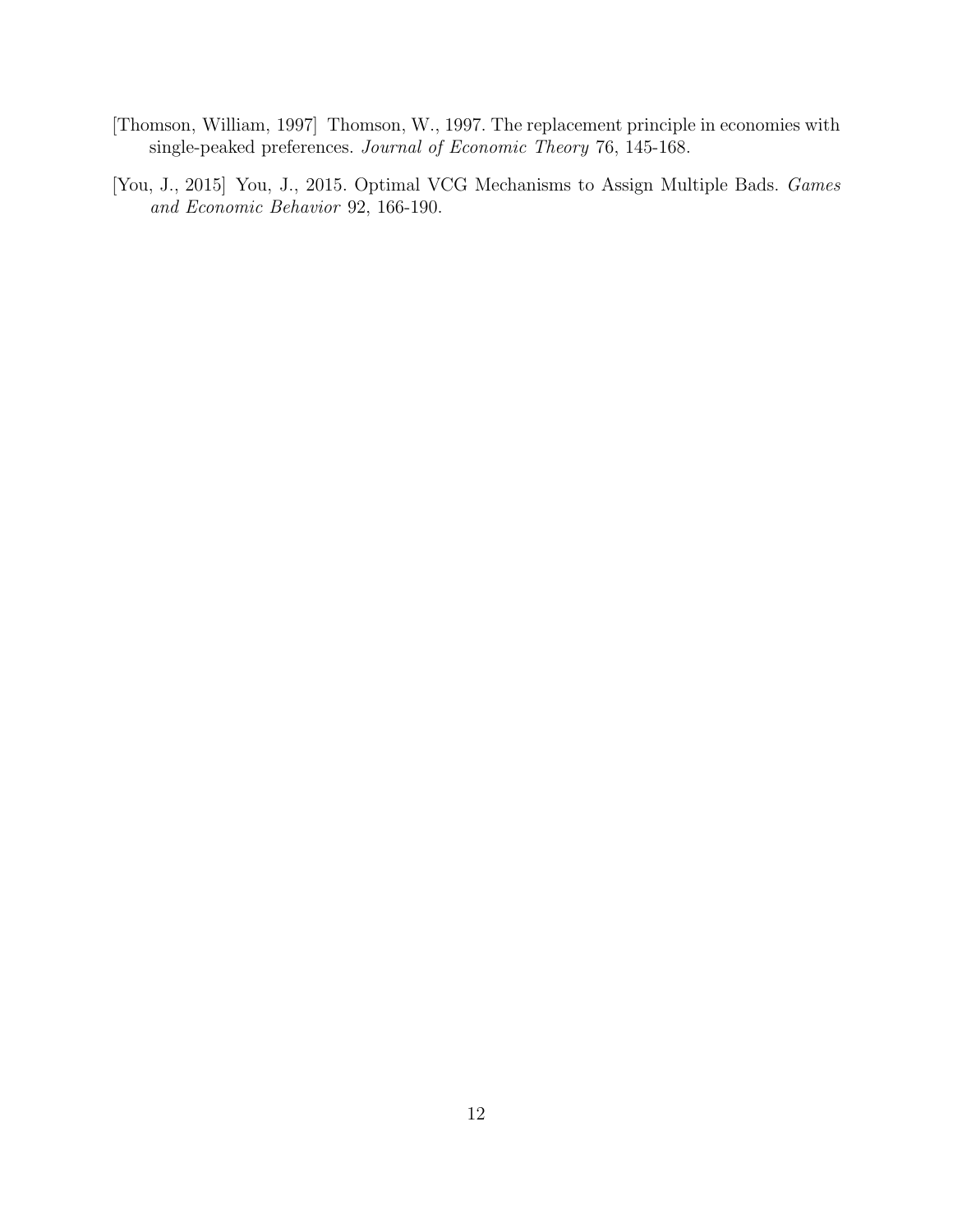[Thomson, William, 1997] Thomson, W., 1997. The replacement principle in economies with single-peaked preferences. *Journal of Economic Theory* 76, 145-168.

[You, J., 2015] You, J., 2015. Optimal VCG Mechanisms to Assign Multiple Bads. *Games and Economic Behavior* 92, 166-190.